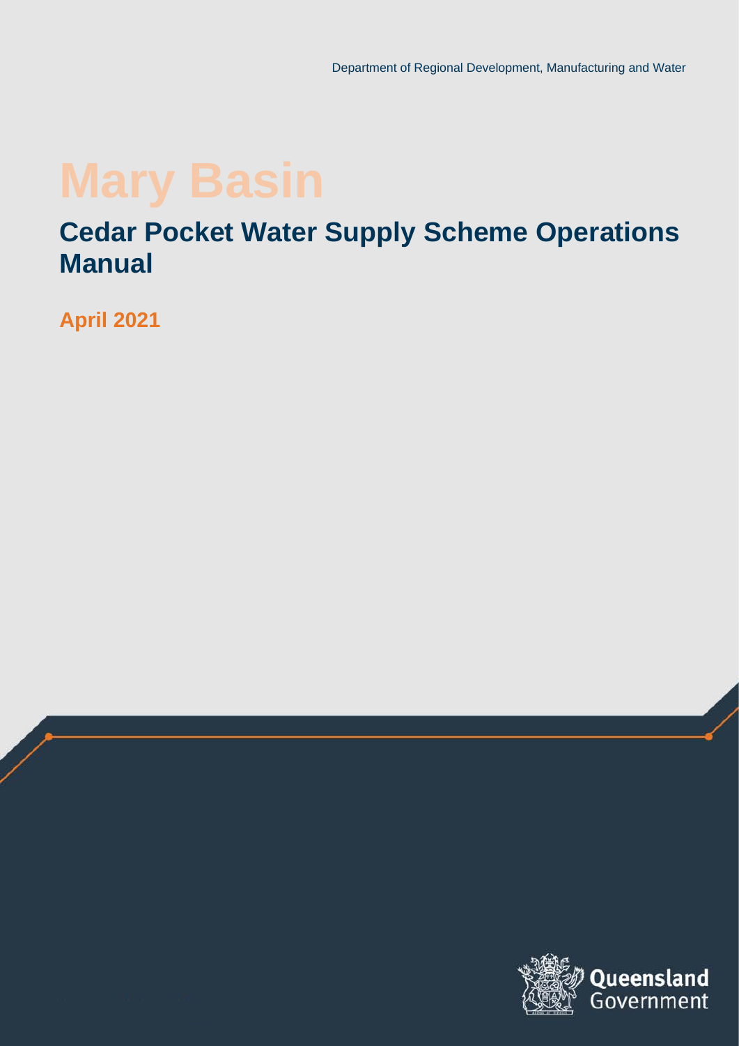Department of Regional Development, Manufacturing and Water

# Mary Basin

## Cedar Pocket Water Supply Scheme Operations Manual

**April 2021**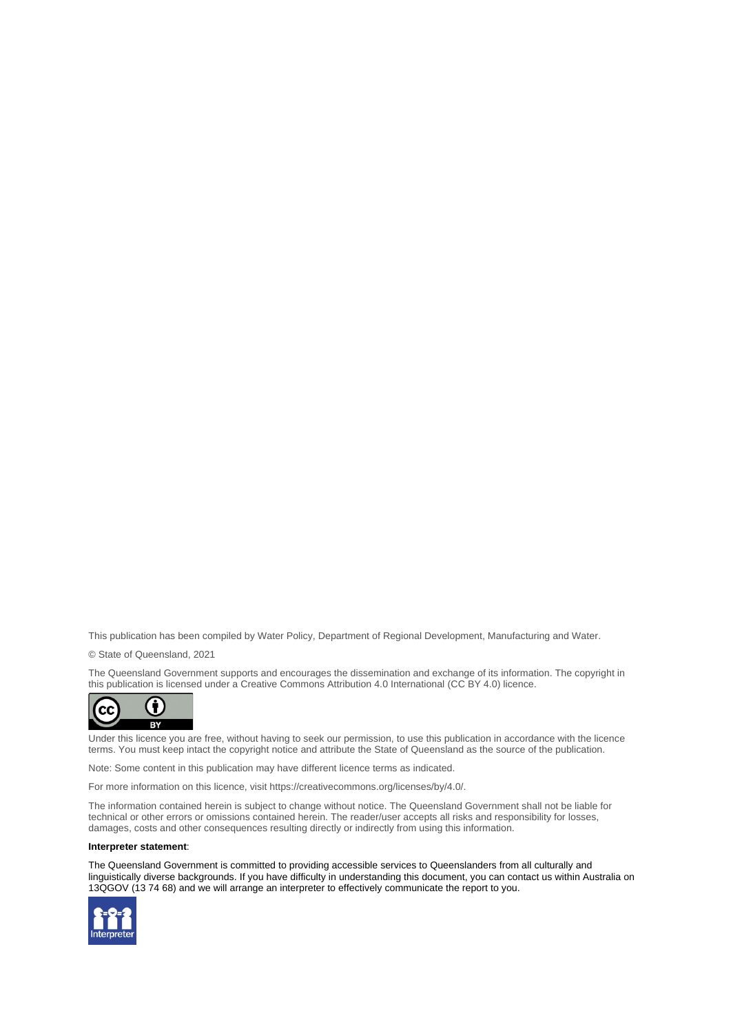This publication has been compiled by Water Policy, Department of Regional Development, Manufacturing and Water.

© State of Queensland, 2021

The Queensland Government supports and encourages the dissemination and exchange of its information. The copyright in this publication is licensed under a Creative Commons Attribution 4.0 International (CC BY 4.0) licence.

Under this licence you are free, without having to seek our permission, to use this publication in accordance with the licence terms. You must keep intact the copyright notice and attribute the State of Queensland as the source of the publication.

Note: Some content in this publication may have different licence terms as indicated.

For more information on this licence, visit https://creativecommons.org/licenses/by/4.0/.

The information contained herein is subject to change without notice. The Queensland Government shall not be liable for technical or other errors or omissions contained herein. The reader/user accepts all risks and responsibility for losses, damages, costs and other consequences resulting directly or indirectly from using this information.

**Interpreter statement**:

The Queensland Government is committed to providing accessible services to Queenslanders from all culturally and linguistically diverse backgrounds. If you have difficulty in understanding this document, you can contact us within Australia on 13QGOV (13 74 68) and we will arrange an interpreter to effectively communicate the report to you.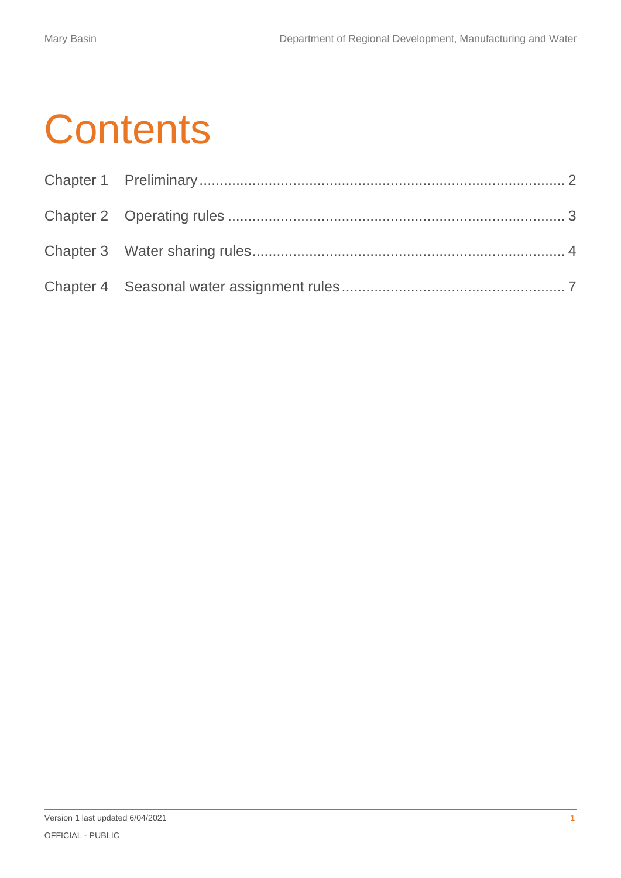# Contents

Chapter 1 Preliminary ........................................................................................ 2

Chapter 2 Operating rules ................................................................................... 3

Chapter 3 Water sharing rules ............................................................................. 4

Chapter 4 Seasonal water assignment rules ...................................................... 7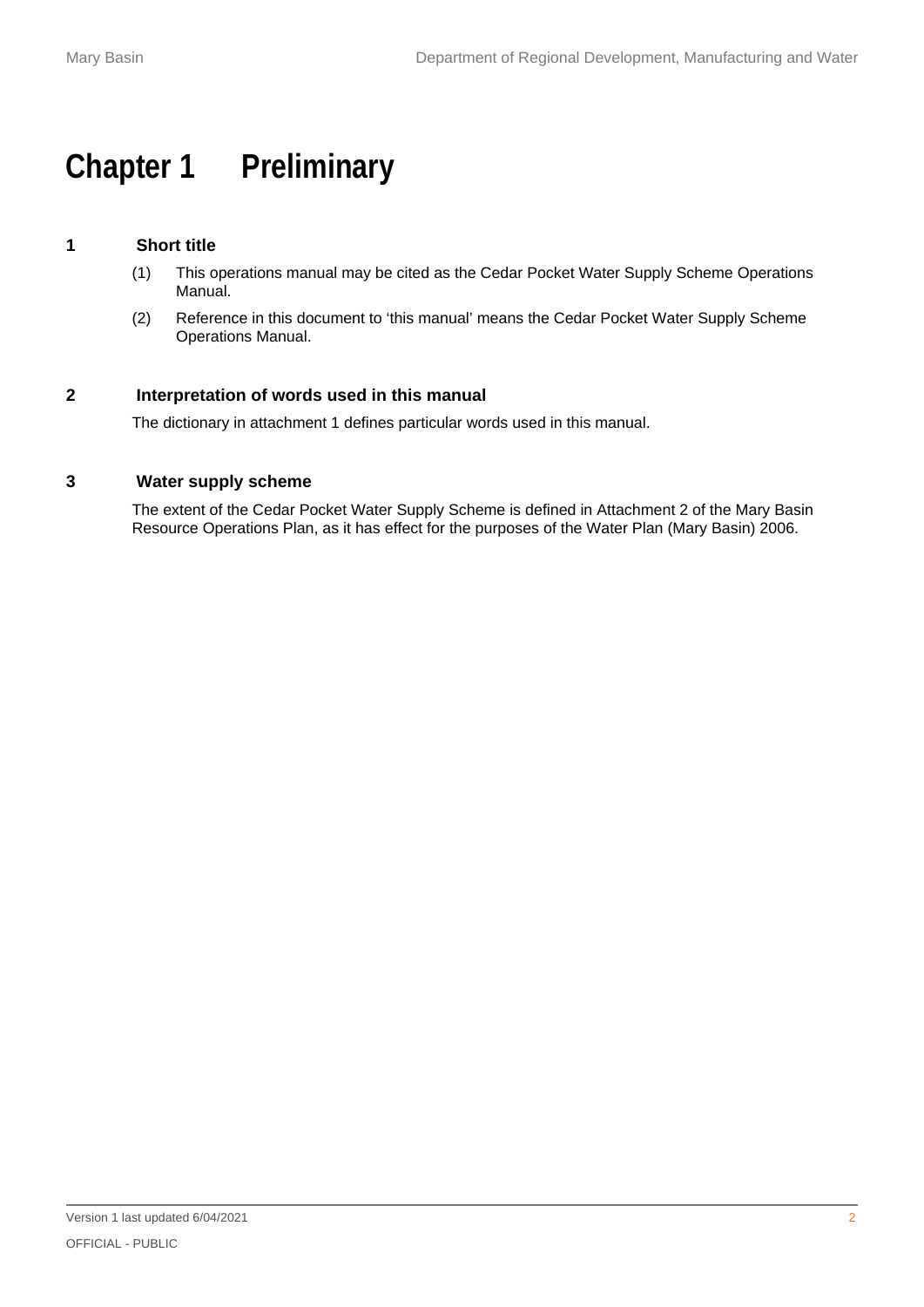# Chapter 1 Preliminary

## 1 Short title

(1) This operations manual may be cited as the Cedar Pocket Water Supply Scheme Operations Manual.

(2) Reference in this document to 'this manual' means the Cedar Pocket Water Supply Scheme Operations Manual.

## 2 Interpretation of words used in this manual

The dictionary in attachment 1 defines particular words used in this manual.

## 3 Water supply scheme

The extent of the Cedar Pocket Water Supply Scheme is defined in Attachment 2 of the Mary Basin Resource Operations Plan, as it has effect for the purposes of the Water Plan (Mary Basin) 2006.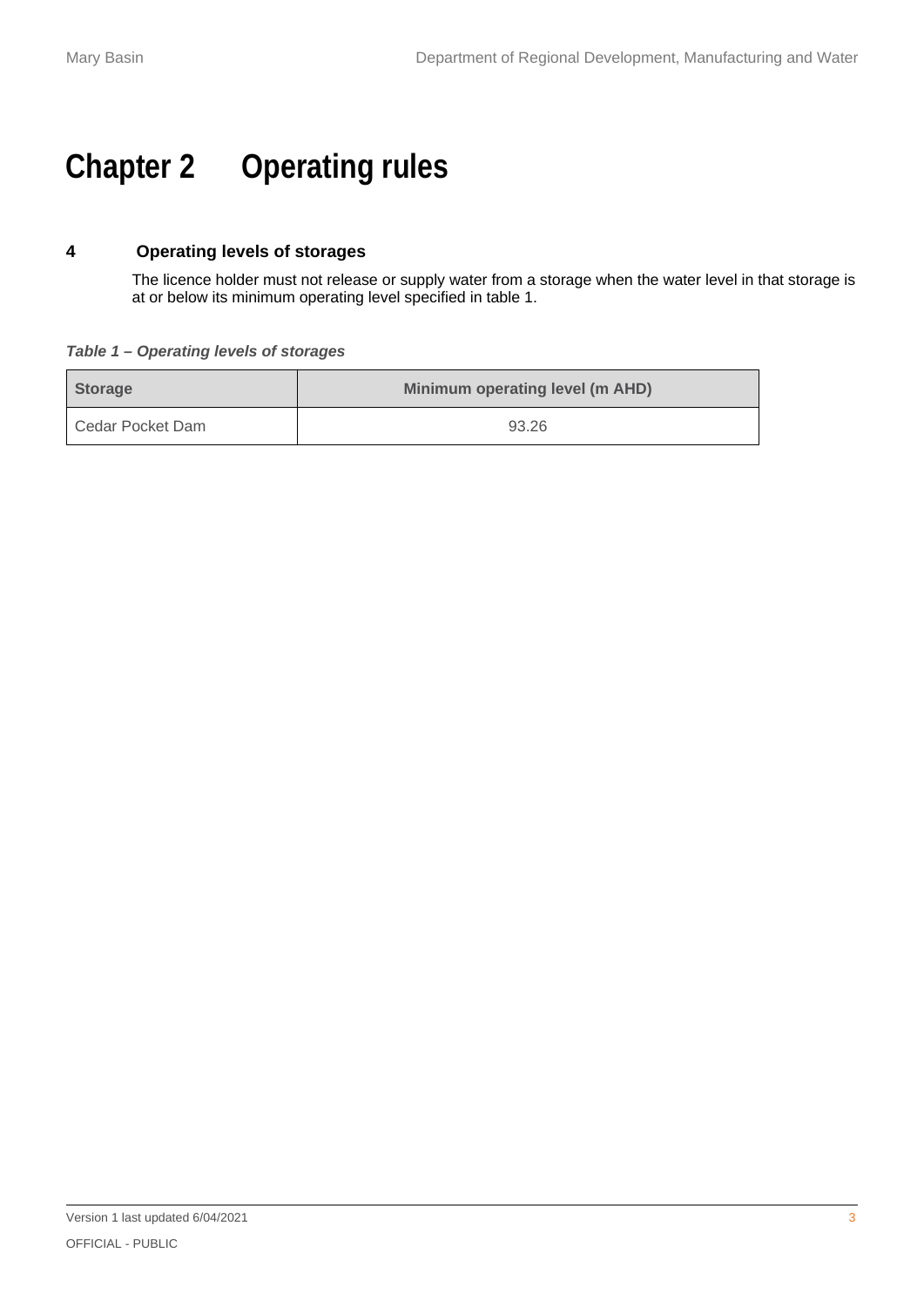# Chapter 2 Operating rules

### 4 Operating levels of storages

The licence holder must not release or supply water from a storage when the water level in that storage is at or below its minimum operating level specified in table 1.

***Table 1 – Operating levels of storages***

| Storage | Minimum operating level (m AHD) |
|---|---|
| Cedar Pocket Dam | 93.26 |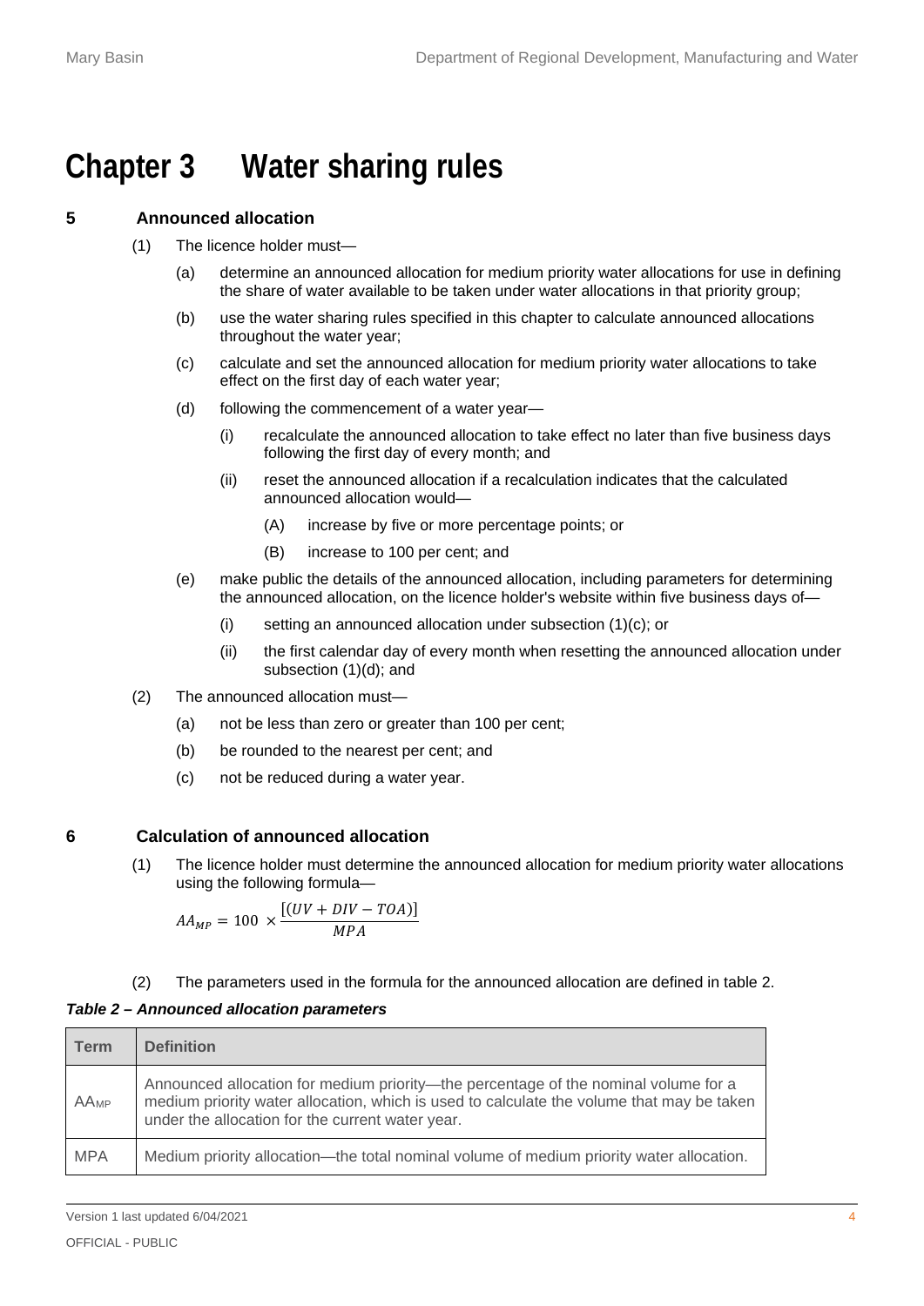# Chapter 3 Water sharing rules

## 5 Announced allocation

(1) The licence holder must—

(a) determine an announced allocation for medium priority water allocations for use in defining the share of water available to be taken under water allocations in that priority group;

(b) use the water sharing rules specified in this chapter to calculate announced allocations throughout the water year;

(c) calculate and set the announced allocation for medium priority water allocations to take effect on the first day of each water year;

(d) following the commencement of a water year—

(i) recalculate the announced allocation to take effect no later than five business days following the first day of every month; and

(ii) reset the announced allocation if a recalculation indicates that the calculated announced allocation would—

(A) increase by five or more percentage points; or

(B) increase to 100 per cent; and

(e) make public the details of the announced allocation, including parameters for determining the announced allocation, on the licence holder's website within five business days of—

(i) setting an announced allocation under subsection (1)(c); or

(ii) the first calendar day of every month when resetting the announced allocation under subsection (1)(d); and

(2) The announced allocation must—

(a) not be less than zero or greater than 100 per cent;

(b) be rounded to the nearest per cent; and

(c) not be reduced during a water year.

## 6 Calculation of announced allocation

(1) The licence holder must determine the announced allocation for medium priority water allocations using the following formula—

$$AA_{MP} = 100 \times \frac{[(UV + DIV - TOA)]}{MPA}$$

(2) The parameters used in the formula for the announced allocation are defined in table 2.

***Table 2 – Announced allocation parameters***

| Term | Definition |
|---|---|
| $AA_{MP}$ | Announced allocation for medium priority—the percentage of the nominal volume for a medium priority water allocation, which is used to calculate the volume that may be taken under the allocation for the current water year. |
| MPA | Medium priority allocation—the total nominal volume of medium priority water allocation. |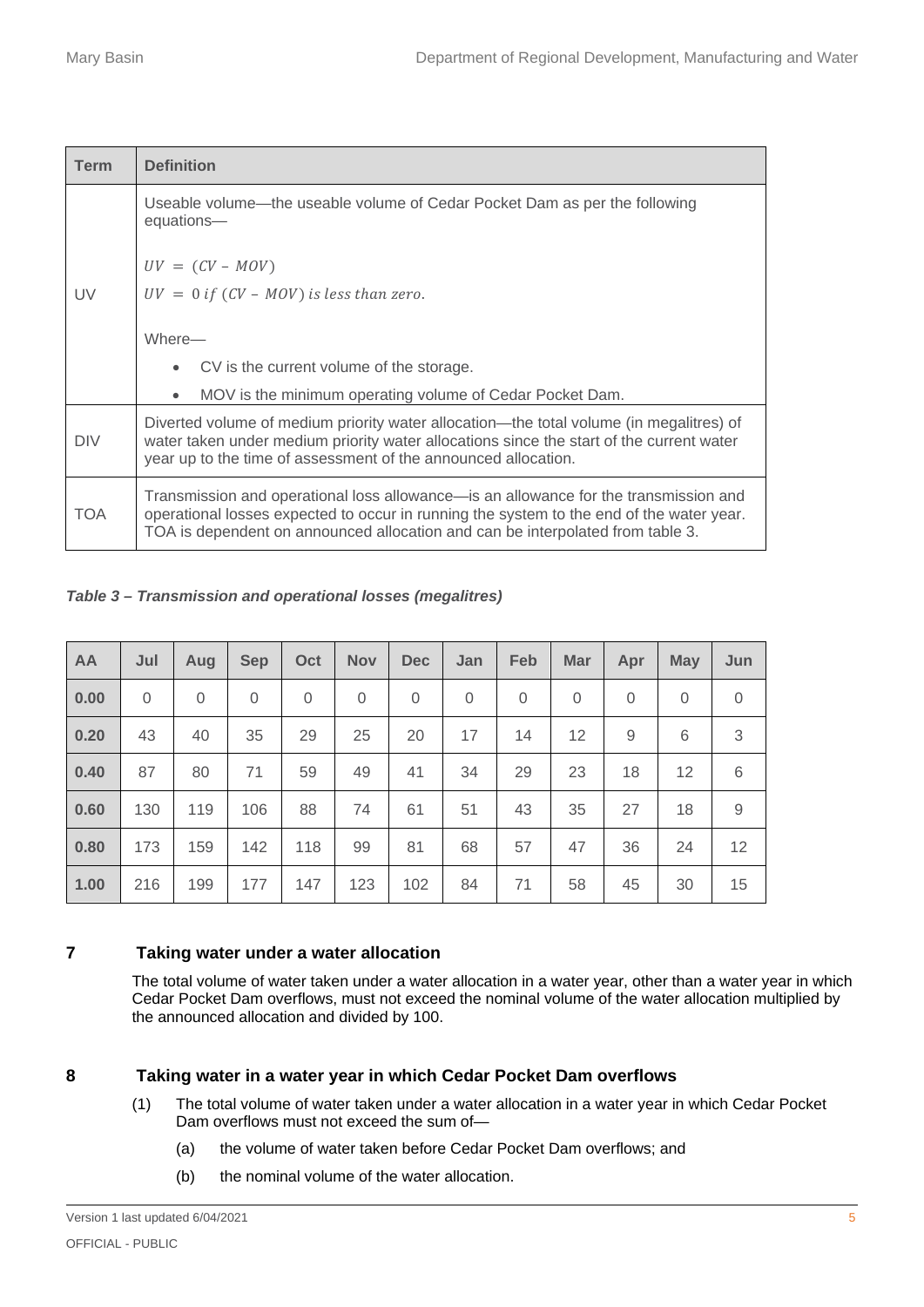| Term | Definition |
|---|---|
| UV | Useable volume—the useable volume of Cedar Pocket Dam as per the following equations— $UV = (CV - MOV)$ $UV = 0 \; if \; (CV - MOV) \; is \; less \; than \; zero.$ Where— • CV is the current volume of the storage. • MOV is the minimum operating volume of Cedar Pocket Dam. |
| DIV | Diverted volume of medium priority water allocation—the total volume (in megalitres) of water taken under medium priority water allocations since the start of the current water year up to the time of assessment of the announced allocation. |
| TOA | Transmission and operational loss allowance—is an allowance for the transmission and operational losses expected to occur in running the system to the end of the water year. TOA is dependent on announced allocation and can be interpolated from table 3. |

***Table 3 – Transmission and operational losses (megalitres)***

| AA | Jul | Aug | Sep | Oct | Nov | Dec | Jan | Feb | Mar | Apr | May | Jun |
|---|---|---|---|---|---|---|---|---|---|---|---|---|
| **0.00** | 0 | 0 | 0 | 0 | 0 | 0 | 0 | 0 | 0 | 0 | 0 | 0 |
| **0.20** | 43 | 40 | 35 | 29 | 25 | 20 | 17 | 14 | 12 | 9 | 6 | 3 |
| **0.40** | 87 | 80 | 71 | 59 | 49 | 41 | 34 | 29 | 23 | 18 | 12 | 6 |
| **0.60** | 130 | 119 | 106 | 88 | 74 | 61 | 51 | 43 | 35 | 27 | 18 | 9 |
| **0.80** | 173 | 159 | 142 | 118 | 99 | 81 | 68 | 57 | 47 | 36 | 24 | 12 |
| **1.00** | 216 | 199 | 177 | 147 | 123 | 102 | 84 | 71 | 58 | 45 | 30 | 15 |

## 7 Taking water under a water allocation

The total volume of water taken under a water allocation in a water year, other than a water year in which Cedar Pocket Dam overflows, must not exceed the nominal volume of the water allocation multiplied by the announced allocation and divided by 100.

## 8 Taking water in a water year in which Cedar Pocket Dam overflows

(1) The total volume of water taken under a water allocation in a water year in which Cedar Pocket Dam overflows must not exceed the sum of—

(a) the volume of water taken before Cedar Pocket Dam overflows; and

(b) the nominal volume of the water allocation.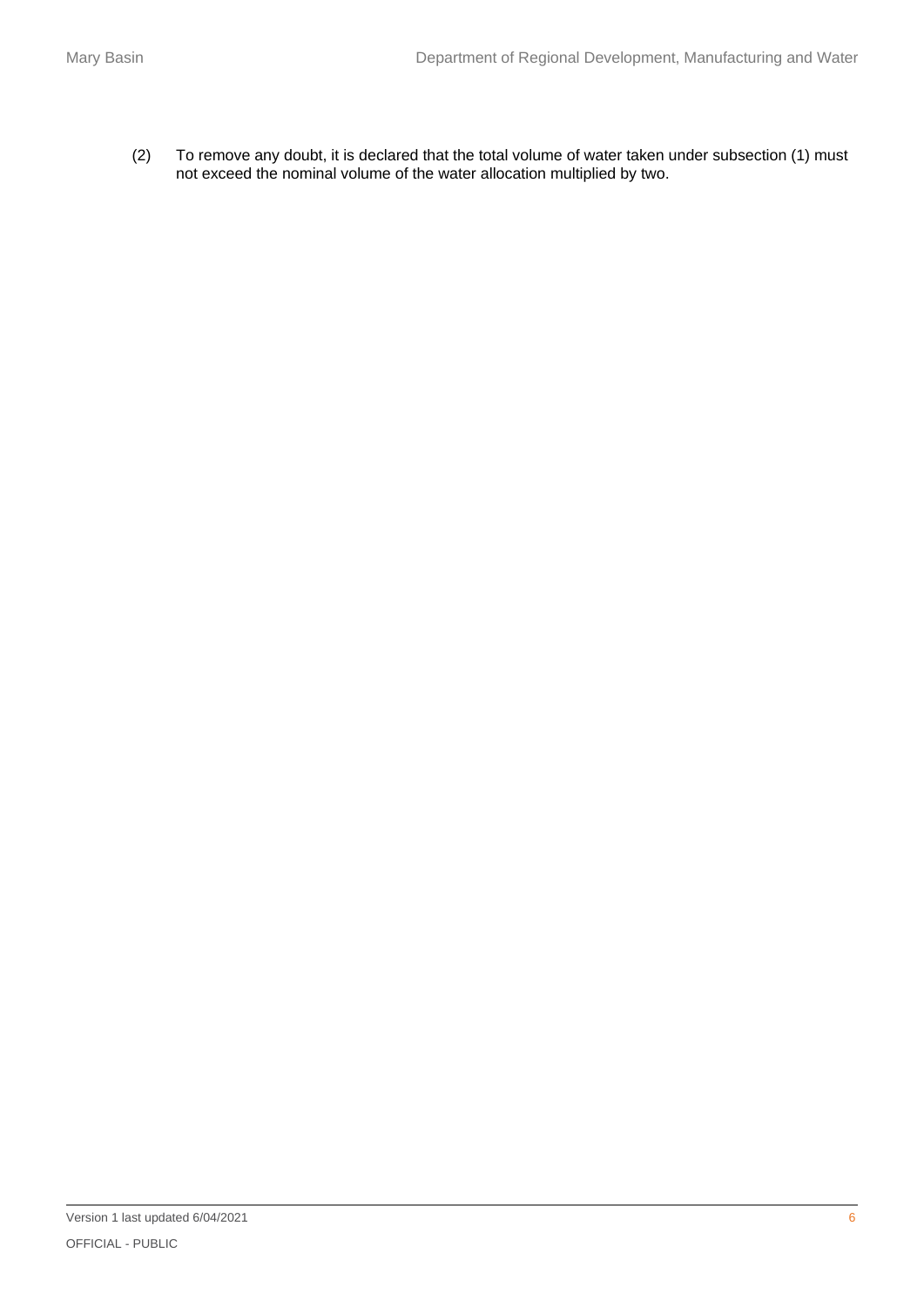(2) To remove any doubt, it is declared that the total volume of water taken under subsection (1) must not exceed the nominal volume of the water allocation multiplied by two.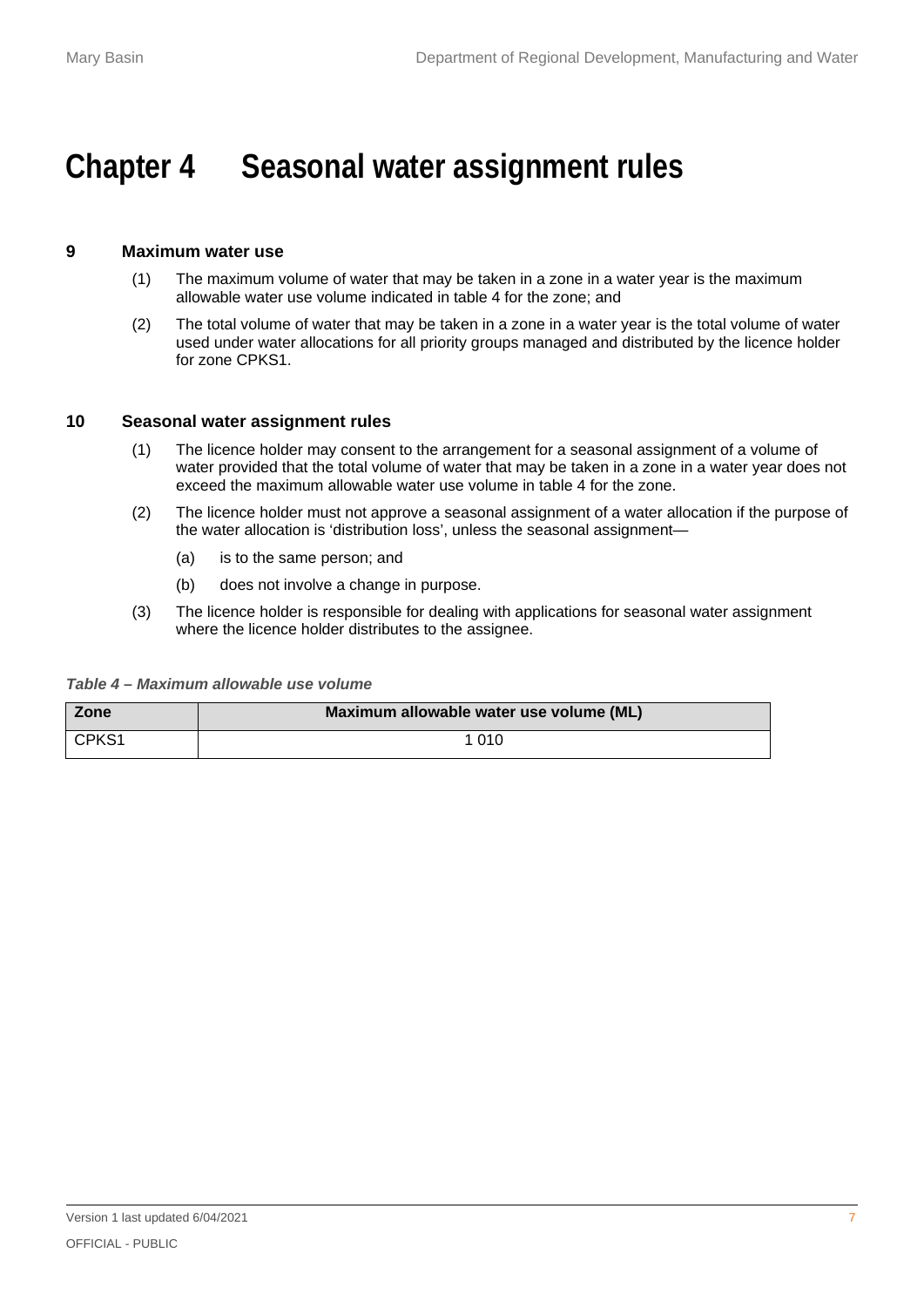# Chapter 4 Seasonal water assignment rules

### 9 Maximum water use

(1) The maximum volume of water that may be taken in a zone in a water year is the maximum allowable water use volume indicated in table 4 for the zone; and

(2) The total volume of water that may be taken in a zone in a water year is the total volume of water used under water allocations for all priority groups managed and distributed by the licence holder for zone CPKS1.

### 10 Seasonal water assignment rules

(1) The licence holder may consent to the arrangement for a seasonal assignment of a volume of water provided that the total volume of water that may be taken in a zone in a water year does not exceed the maximum allowable water use volume in table 4 for the zone.

(2) The licence holder must not approve a seasonal assignment of a water allocation if the purpose of the water allocation is 'distribution loss', unless the seasonal assignment—

- (a) is to the same person; and
- (b) does not involve a change in purpose.

(3) The licence holder is responsible for dealing with applications for seasonal water assignment where the licence holder distributes to the assignee.

***Table 4 – Maximum allowable use volume***

| Zone | Maximum allowable water use volume (ML) |
|---|---|
| CPKS1 | 1 010 |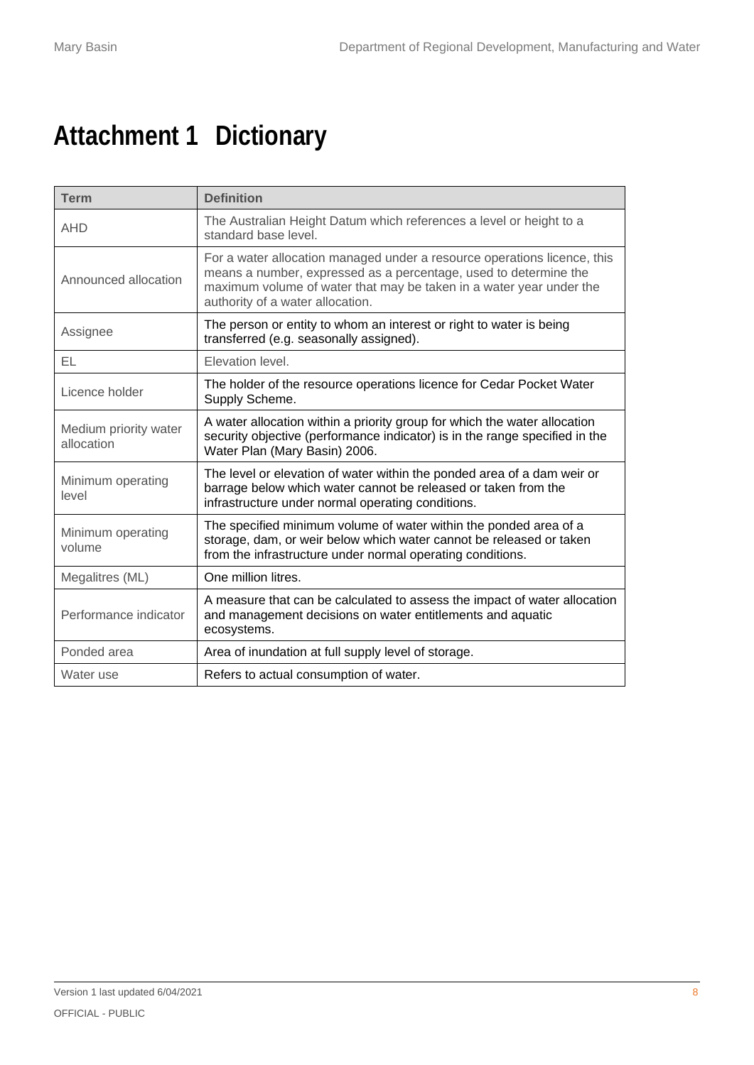# Attachment 1 Dictionary

| Term | Definition |
|---|---|
| AHD | The Australian Height Datum which references a level or height to a standard base level. |
| Announced allocation | For a water allocation managed under a resource operations licence, this means a number, expressed as a percentage, used to determine the maximum volume of water that may be taken in a water year under the authority of a water allocation. |
| Assignee | The person or entity to whom an interest or right to water is being transferred (e.g. seasonally assigned). |
| EL | Elevation level. |
| Licence holder | The holder of the resource operations licence for Cedar Pocket Water Supply Scheme. |
| Medium priority water allocation | A water allocation within a priority group for which the water allocation security objective (performance indicator) is in the range specified in the Water Plan (Mary Basin) 2006. |
| Minimum operating level | The level or elevation of water within the ponded area of a dam weir or barrage below which water cannot be released or taken from the infrastructure under normal operating conditions. |
| Minimum operating volume | The specified minimum volume of water within the ponded area of a storage, dam, or weir below which water cannot be released or taken from the infrastructure under normal operating conditions. |
| Megalitres (ML) | One million litres. |
| Performance indicator | A measure that can be calculated to assess the impact of water allocation and management decisions on water entitlements and aquatic ecosystems. |
| Ponded area | Area of inundation at full supply level of storage. |
| Water use | Refers to actual consumption of water. |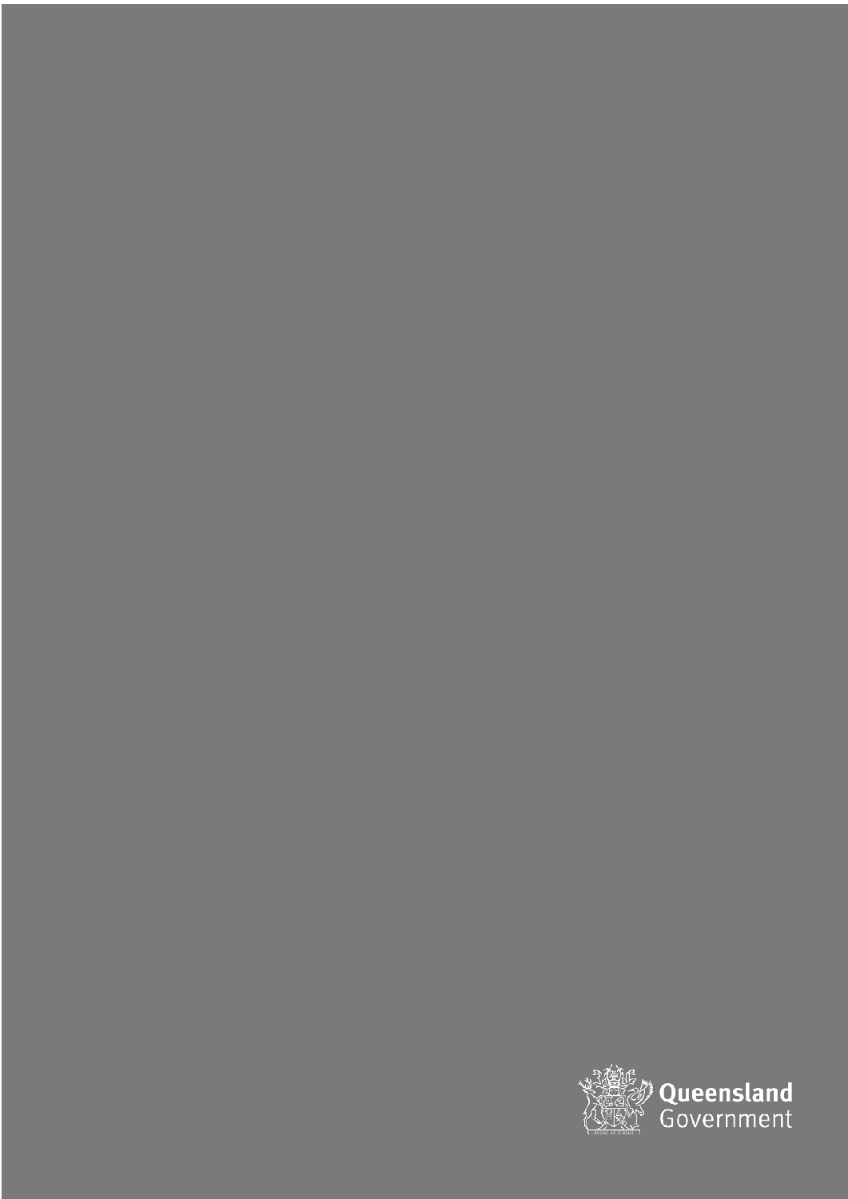Queensland Government